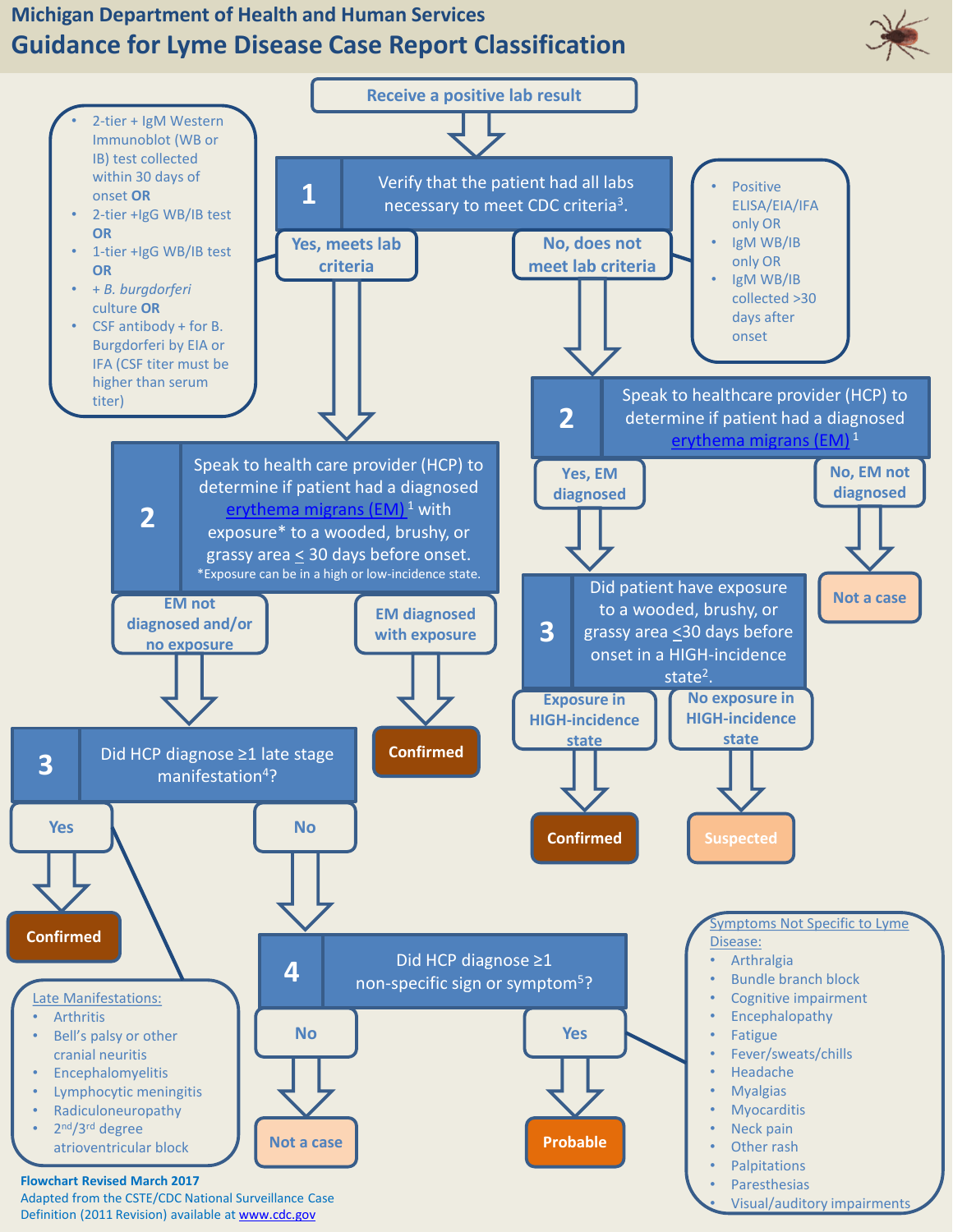Michigan Department of Health and Human Services

# Guidance for Lyme Disease Case Report Classification

**Receive a positive lab result**

## 1 Verify that the patient had all labs necessary to meet CDC criteria[3].

### Yes, meets lab criteria

- 2-tier + IgM Western Immunoblot (WB or IB) test collected within 30 days of onset **OR**
- 2-tier +IgG WB/IB test **OR**
- 1-tier +IgG WB/IB test **OR**
- + *B. burgdorferi* culture **OR**
- CSF antibody + for B. Burgdorferi by EIA or IFA (CSF titer must be higher than serum titer)

**2** Speak to health care provider (HCP) to determine if patient had a diagnosed erythema migrans (EM)[1] with exposure* to a wooded, brushy, or grassy area ≤ 30 days before onset.

*Exposure can be in a high or low-incidence state.

- **EM diagnosed with exposure** → **Confirmed**
- **EM not diagnosed and/or no exposure** → **3** Did HCP diagnose ≥1 late stage manifestation[4]?
  - **Yes** → **Confirmed**
  - **No** → **4** Did HCP diagnose ≥1 non-specific sign or symptom[5]?
    - **No** → **Not a case**
    - **Yes** → **Probable**

### No, does not meet lab criteria

- Positive ELISA/EIA/IFA only OR
- IgM WB/IB only OR
- IgM WB/IB collected >30 days after onset

**2** Speak to healthcare provider (HCP) to determine if patient had a diagnosed erythema migrans (EM)[1]

- **No, EM not diagnosed** → **Not a case**
- **Yes, EM diagnosed** → **3** Did patient have exposure to a wooded, brushy, or grassy area ≤30 days before onset in a HIGH-incidence state[2].
  - **Exposure in HIGH-incidence state** → **Confirmed**
  - **No exposure in HIGH-incidence state** → **Suspected**

### Late Manifestations:

- Arthritis
- Bell's palsy or other cranial neuritis
- Encephalomyelitis
- Lymphocytic meningitis
- Radiculoneuropathy
- 2nd/3rd degree atrioventricular block

### Symptoms Not Specific to Lyme Disease:

- Arthralgia
- Bundle branch block
- Cognitive impairment
- Encephalopathy
- Fatigue
- Fever/sweats/chills
- Headache
- Myalgias
- Myocarditis
- Neck pain
- Other rash
- Palpitations
- Paresthesias
- Visual/auditory impairments

**Flowchart Revised March 2017**

Adapted from the CSTE/CDC National Surveillance Case Definition (2011 Revision) available at www.cdc.gov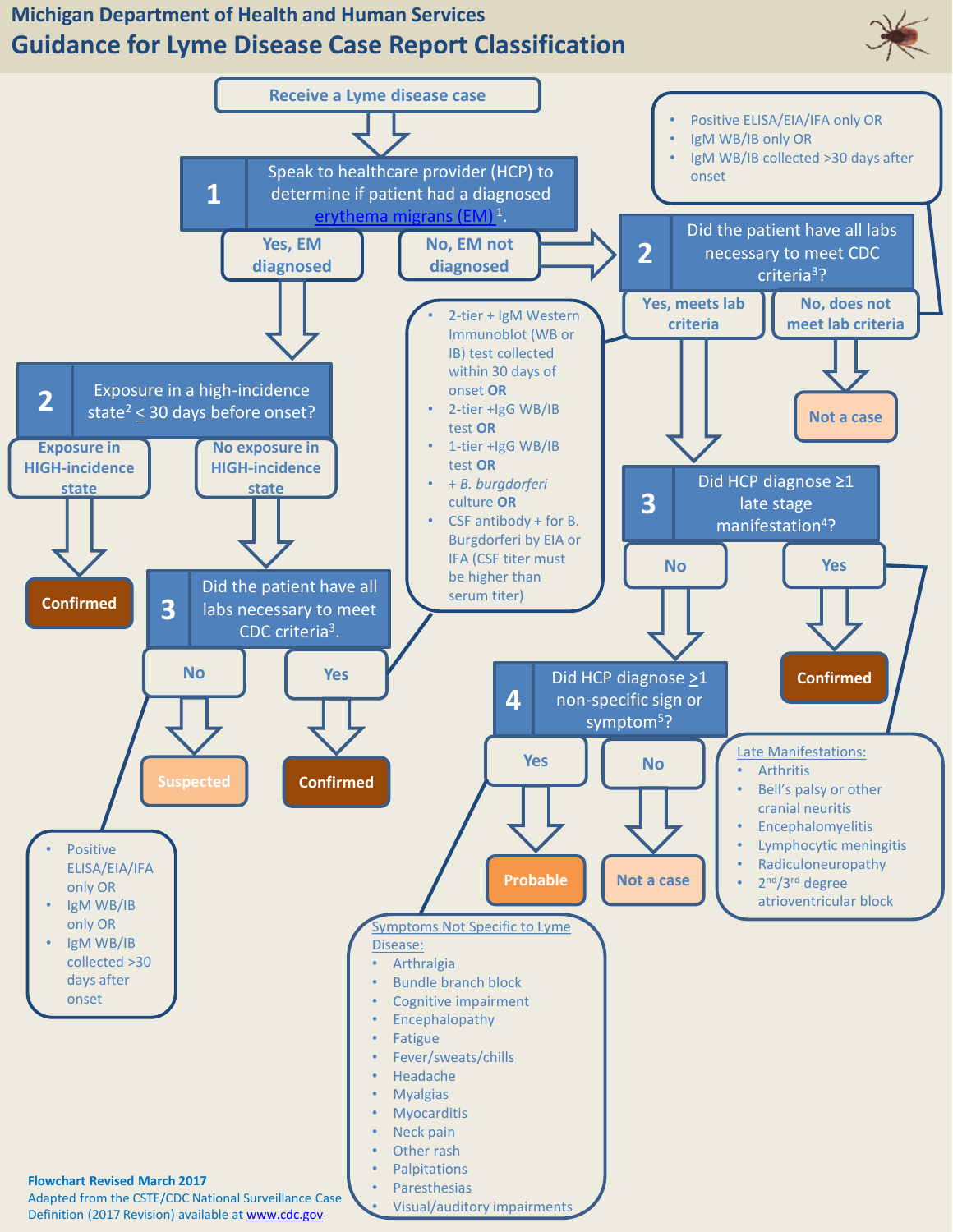# Michigan Department of Health and Human Services

## Guidance for Lyme Disease Case Report Classification

**Receive a Lyme disease case**

**1** Speak to healthcare provider (HCP) to determine if patient had a diagnosed erythema migrans (EM)[1].

- **Yes, EM diagnosed** → **2** Exposure in a high-incidence state[2] ≤ 30 days before onset?
  - **Exposure in HIGH-incidence state** → **Confirmed**
  - **No exposure in HIGH-incidence state** → **3** Did the patient have all labs necessary to meet CDC criteria[3].
    - **No** → **Suspected**
      - Positive ELISA/EIA/IFA only OR
      - IgM WB/IB only OR
      - IgM WB/IB collected >30 days after onset
    - **Yes** → **Confirmed**
- **No, EM not diagnosed** → **2** Did the patient have all labs necessary to meet CDC criteria[3]?
  - **No, does not meet lab criteria** → **Not a case**
    - Positive ELISA/EIA/IFA only OR
    - IgM WB/IB only OR
    - IgM WB/IB collected >30 days after onset
  - **Yes, meets lab criteria** → **3** Did HCP diagnose ≥1 late stage manifestation[4]?
    - **Yes** → **Confirmed**
    - **No** → **4** Did HCP diagnose ≥1 non-specific sign or symptom[5]?
      - **Yes** → **Probable**
      - **No** → **Not a case**

**Labs necessary to meet CDC criteria:**

- 2-tier + IgM Western Immunoblot (WB or IB) test collected within 30 days of onset **OR**
- 2-tier +IgG WB/IB test **OR**
- 1-tier +IgG WB/IB test **OR**
- + *B. burgdorferi* culture **OR**
- CSF antibody + for B. Burgdorferi by EIA or IFA (CSF titer must be higher than serum titer)

**Late Manifestations:**

- Arthritis
- Bell's palsy or other cranial neuritis
- Encephalomyelitis
- Lymphocytic meningitis
- Radiculoneuropathy
- 2nd/3rd degree atrioventricular block

**Symptoms Not Specific to Lyme Disease:**

- Arthralgia
- Bundle branch block
- Cognitive impairment
- Encephalopathy
- Fatigue
- Fever/sweats/chills
- Headache
- Myalgias
- Myocarditis
- Neck pain
- Other rash
- Palpitations
- Paresthesias
- Visual/auditory impairments

**Flowchart Revised March 2017**

Adapted from the CSTE/CDC National Surveillance Case Definition (2017 Revision) available at www.cdc.gov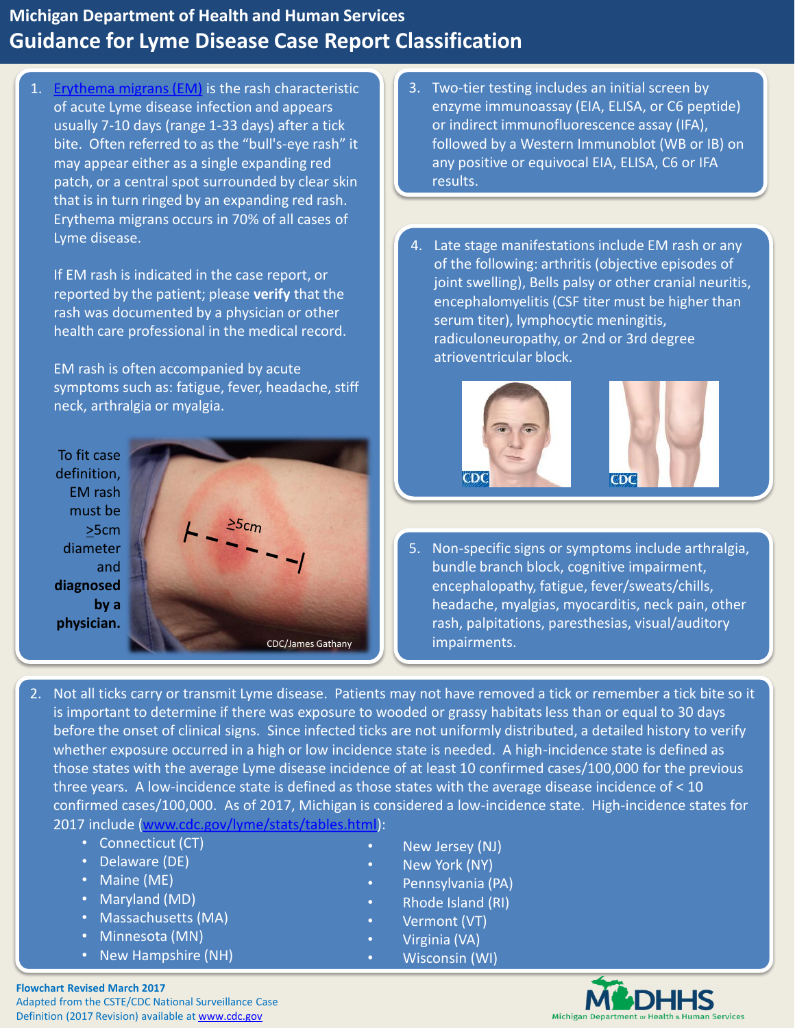# Michigan Department of Health and Human Services

## Guidance for Lyme Disease Case Report Classification

1. Erythema migrans (EM) is the rash characteristic of acute Lyme disease infection and appears usually 7-10 days (range 1-33 days) after a tick bite. Often referred to as the "bull's-eye rash" it may appear either as a single expanding red patch, or a central spot surrounded by clear skin that is in turn ringed by an expanding red rash. Erythema migrans occurs in 70% of all cases of Lyme disease.

   If EM rash is indicated in the case report, or reported by the patient; please **verify** that the rash was documented by a physician or other health care professional in the medical record.

   EM rash is often accompanied by acute symptoms such as: fatigue, fever, headache, stiff neck, arthralgia or myalgia.

   To fit case definition, EM rash must be ≥5cm diameter and **diagnosed by a physician.**

   ≥5cm

   CDC/James Gathany

3. Two-tier testing includes an initial screen by enzyme immunoassay (EIA, ELISA, or C6 peptide) or indirect immunofluorescence assay (IFA), followed by a Western Immunoblot (WB or IB) on any positive or equivocal EIA, ELISA, C6 or IFA results.

4. Late stage manifestations include EM rash or any of the following: arthritis (objective episodes of joint swelling), Bells palsy or other cranial neuritis, encephalomyelitis (CSF titer must be higher than serum titer), lymphocytic meningitis, radiculoneuropathy, or 2nd or 3rd degree atrioventricular block.

   CDC

   CDC

5. Non-specific signs or symptoms include arthralgia, bundle branch block, cognitive impairment, encephalopathy, fatigue, fever/sweats/chills, headache, myalgias, myocarditis, neck pain, other rash, palpitations, paresthesias, visual/auditory impairments.

2. Not all ticks carry or transmit Lyme disease. Patients may not have removed a tick or remember a tick bite so it is important to determine if there was exposure to wooded or grassy habitats less than or equal to 30 days before the onset of clinical signs. Since infected ticks are not uniformly distributed, a detailed history to verify whether exposure occurred in a high or low incidence state is needed. A high-incidence state is defined as those states with the average Lyme disease incidence of at least 10 confirmed cases/100,000 for the previous three years. A low-incidence state is defined as those states with the average disease incidence of < 10 confirmed cases/100,000. As of 2017, Michigan is considered a low-incidence state. High-incidence states for 2017 include (www.cdc.gov/lyme/stats/tables.html):
   - Connecticut (CT)
   - Delaware (DE)
   - Maine (ME)
   - Maryland (MD)
   - Massachusetts (MA)
   - Minnesota (MN)
   - New Hampshire (NH)
   - New Jersey (NJ)
   - New York (NY)
   - Pennsylvania (PA)
   - Rhode Island (RI)
   - Vermont (VT)
   - Virginia (VA)
   - Wisconsin (WI)

**Flowchart Revised March 2017**

Adapted from the CSTE/CDC National Surveillance Case Definition (2017 Revision) available at www.cdc.gov

MDHHS
Michigan Department of Health & Human Services